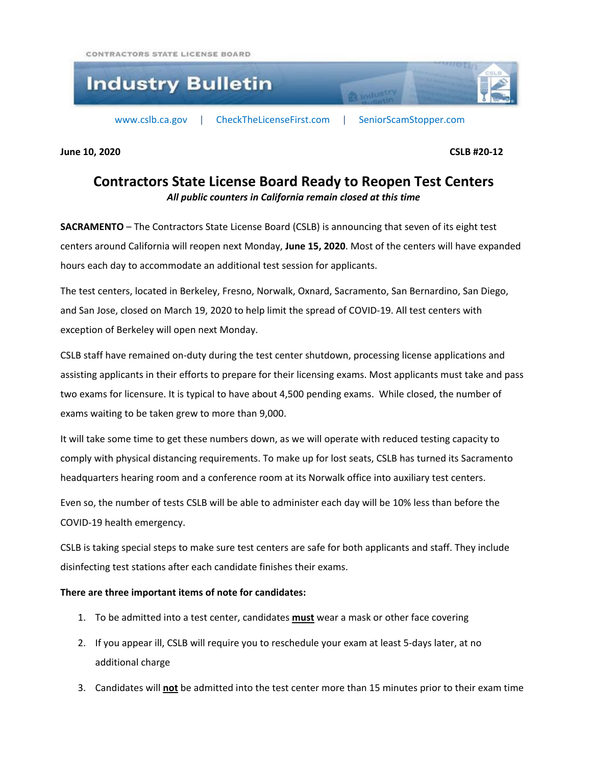CONTRACTORS STATE LICENSE BOARD

# Industry Bulletin

www.cslb.ca.gov | CheckTheLicenseFirst.com | SeniorScamStopper.com

**June 10, 2020** **CSLB #20-12**

## Contractors State License Board Ready to Reopen Test Centers

***All public counters in California remain closed at this time***

**SACRAMENTO** – The Contractors State License Board (CSLB) is announcing that seven of its eight test centers around California will reopen next Monday, **June 15, 2020**. Most of the centers will have expanded hours each day to accommodate an additional test session for applicants.

The test centers, located in Berkeley, Fresno, Norwalk, Oxnard, Sacramento, San Bernardino, San Diego, and San Jose, closed on March 19, 2020 to help limit the spread of COVID-19. All test centers with exception of Berkeley will open next Monday.

CSLB staff have remained on-duty during the test center shutdown, processing license applications and assisting applicants in their efforts to prepare for their licensing exams. Most applicants must take and pass two exams for licensure. It is typical to have about 4,500 pending exams. While closed, the number of exams waiting to be taken grew to more than 9,000.

It will take some time to get these numbers down, as we will operate with reduced testing capacity to comply with physical distancing requirements. To make up for lost seats, CSLB has turned its Sacramento headquarters hearing room and a conference room at its Norwalk office into auxiliary test centers.

Even so, the number of tests CSLB will be able to administer each day will be 10% less than before the COVID-19 health emergency.

CSLB is taking special steps to make sure test centers are safe for both applicants and staff. They include disinfecting test stations after each candidate finishes their exams.

**There are three important items of note for candidates:**

1. To be admitted into a test center, candidates **must** wear a mask or other face covering
2. If you appear ill, CSLB will require you to reschedule your exam at least 5-days later, at no additional charge
3. Candidates will **not** be admitted into the test center more than 15 minutes prior to their exam time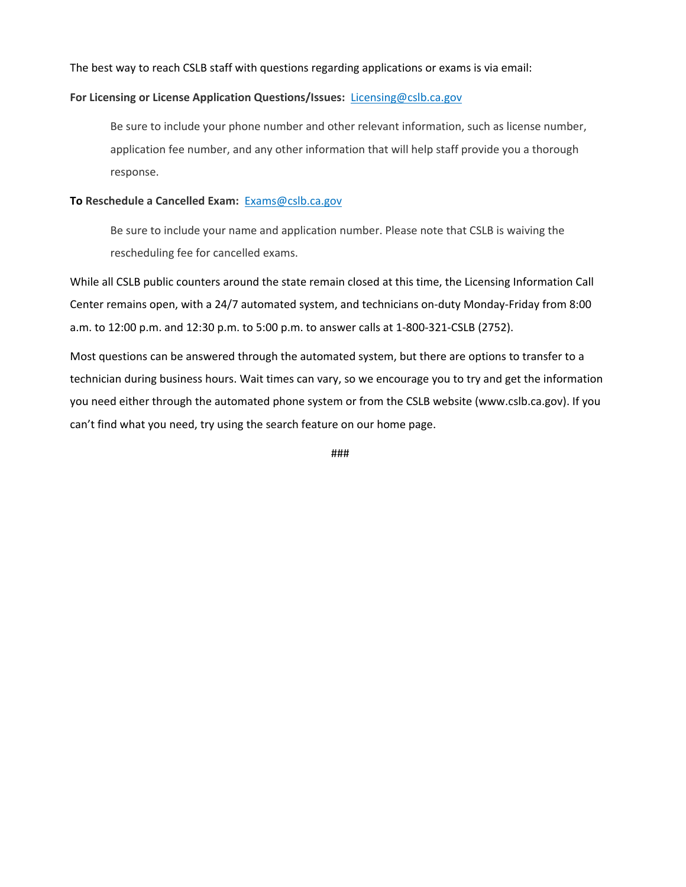The best way to reach CSLB staff with questions regarding applications or exams is via email:

**For Licensing or License Application Questions/Issues:** Licensing@cslb.ca.gov

> Be sure to include your phone number and other relevant information, such as license number, application fee number, and any other information that will help staff provide you a thorough response.

**To Reschedule a Cancelled Exam:** Exams@cslb.ca.gov

> Be sure to include your name and application number. Please note that CSLB is waiving the rescheduling fee for cancelled exams.

While all CSLB public counters around the state remain closed at this time, the Licensing Information Call Center remains open, with a 24/7 automated system, and technicians on-duty Monday-Friday from 8:00 a.m. to 12:00 p.m. and 12:30 p.m. to 5:00 p.m. to answer calls at 1-800-321-CSLB (2752).

Most questions can be answered through the automated system, but there are options to transfer to a technician during business hours. Wait times can vary, so we encourage you to try and get the information you need either through the automated phone system or from the CSLB website (www.cslb.ca.gov). If you can't find what you need, try using the search feature on our home page.

###